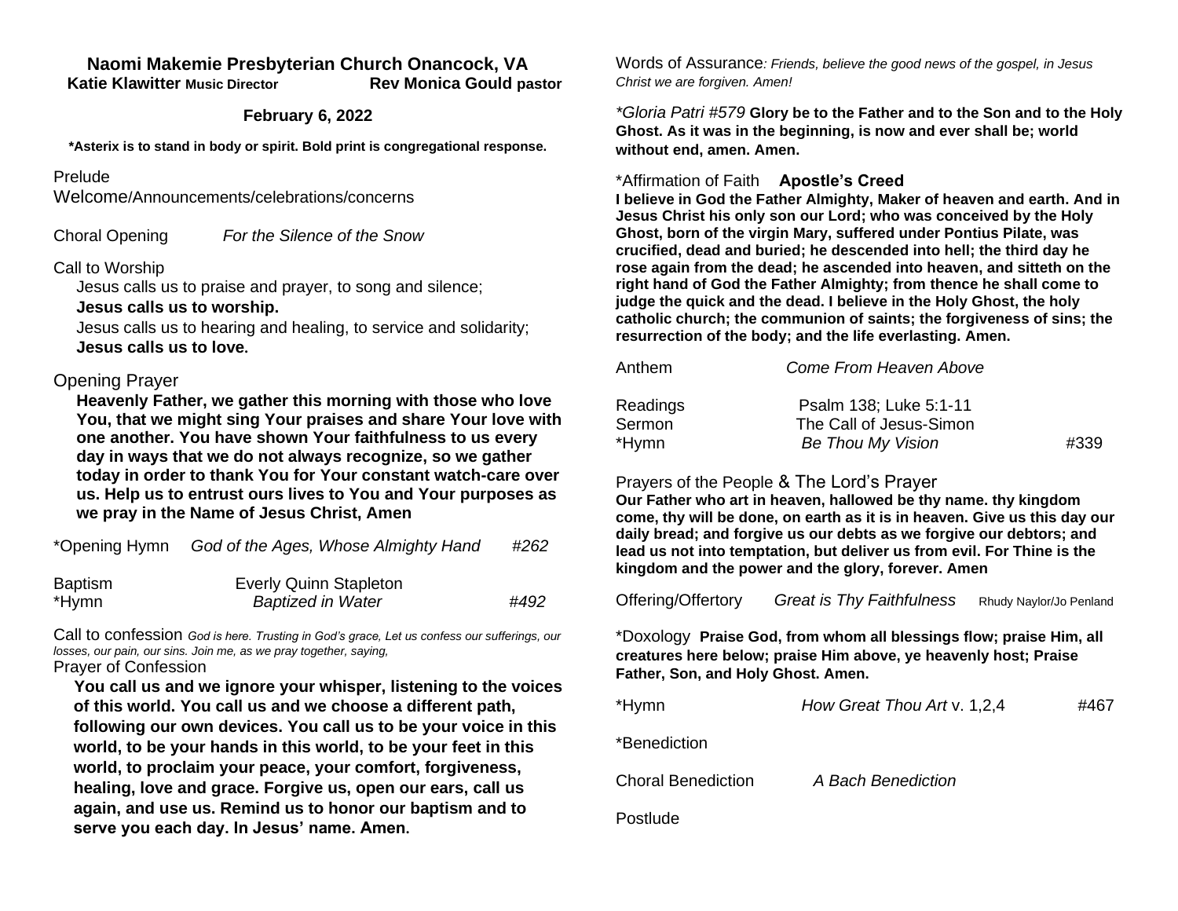# Naomi Makemie Presbyterian Church Onancock, VA

**Katie Klawitter Music Director** **Rev Monica Gould pastor**

**February 6, 2022**

**\*Asterix is to stand in body or spirit. Bold print is congregational response.**

Prelude

Welcome/Announcements/celebrations/concerns

Choral Opening *For the Silence of the Snow*

Call to Worship

Jesus calls us to praise and prayer, to song and silence;
**Jesus calls us to worship.**
Jesus calls us to hearing and healing, to service and solidarity;
**Jesus calls us to love.**

Opening Prayer

**Heavenly Father, we gather this morning with those who love You, that we might sing Your praises and share Your love with one another. You have shown Your faithfulness to us every day in ways that we do not always recognize, so we gather today in order to thank You for Your constant watch-care over us. Help us to entrust ours lives to You and Your purposes as we pray in the Name of Jesus Christ, Amen**

*Opening Hymn *God of the Ages, Whose Almighty Hand* *#262*

Baptism Everly Quinn Stapleton
*Hymn *Baptized in Water* *#492*

Call to confession *God is here. Trusting in God's grace, Let us confess our sufferings, our losses, our pain, our sins. Join me, as we pray together, saying,*

Prayer of Confession

**You call us and we ignore your whisper, listening to the voices of this world. You call us and we choose a different path, following our own devices. You call us to be your voice in this world, to be your hands in this world, to be your feet in this world, to proclaim your peace, your comfort, forgiveness, healing, love and grace. Forgive us, open our ears, call us again, and use us. Remind us to honor our baptism and to serve you each day. In Jesus' name. Amen.**

Words of Assurance*: Friends, believe the good news of the gospel, in Jesus Christ we are forgiven. Amen!*

*\*Gloria Patri #579* **Glory be to the Father and to the Son and to the Holy Ghost. As it was in the beginning, is now and ever shall be; world without end, amen. Amen.**

*Affirmation of Faith **Apostle's Creed**

**I believe in God the Father Almighty, Maker of heaven and earth. And in Jesus Christ his only son our Lord; who was conceived by the Holy Ghost, born of the virgin Mary, suffered under Pontius Pilate, was crucified, dead and buried; he descended into hell; the third day he rose again from the dead; he ascended into heaven, and sitteth on the right hand of God the Father Almighty; from thence he shall come to judge the quick and the dead. I believe in the Holy Ghost, the holy catholic church; the communion of saints; the forgiveness of sins; the resurrection of the body; and the life everlasting. Amen.**

Anthem *Come From Heaven Above*

Readings Psalm 138; Luke 5:1-11
Sermon The Call of Jesus-Simon
*Hymn *Be Thou My Vision* #339

Prayers of the People & The Lord's Prayer

**Our Father who art in heaven, hallowed be thy name. thy kingdom come, thy will be done, on earth as it is in heaven. Give us this day our daily bread; and forgive us our debts as we forgive our debtors; and lead us not into temptation, but deliver us from evil. For Thine is the kingdom and the power and the glory, forever. Amen**

Offering/Offertory *Great is Thy Faithfulness* Rhudy Naylor/Jo Penland

*Doxology **Praise God, from whom all blessings flow; praise Him, all creatures here below; praise Him above, ye heavenly host; Praise Father, Son, and Holy Ghost. Amen.**

*Hymn *How Great Thou Art* v. 1,2,4 #467

*Benediction

Choral Benediction *A Bach Benediction*

Postlude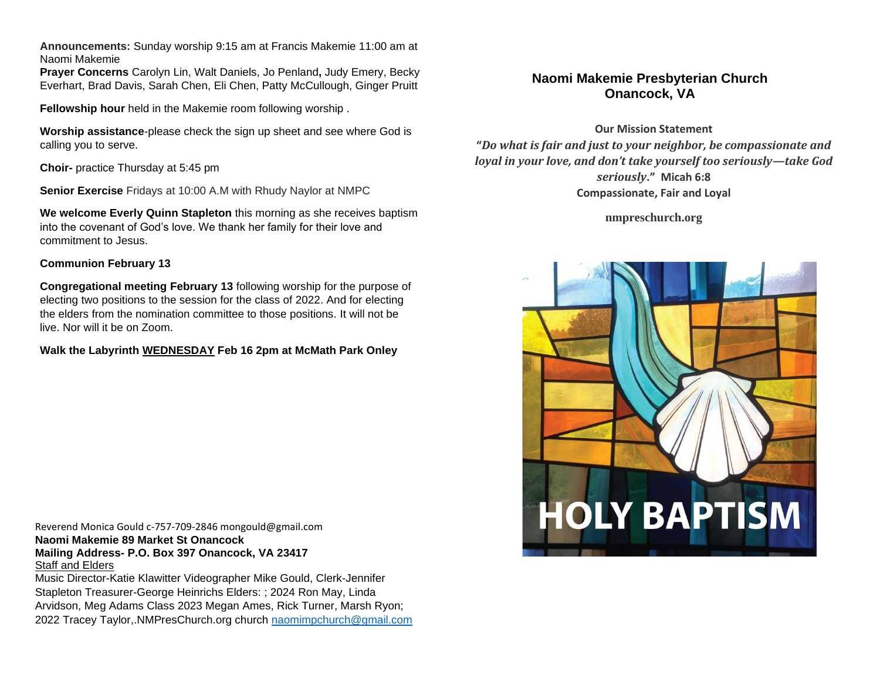**Announcements:** Sunday worship 9:15 am at Francis Makemie 11:00 am at Naomi Makemie

**Prayer Concerns** Carolyn Lin, Walt Daniels, Jo Penland**,** Judy Emery, Becky Everhart, Brad Davis, Sarah Chen, Eli Chen, Patty McCullough, Ginger Pruitt

**Fellowship hour** held in the Makemie room following worship .

**Worship assistance**-please check the sign up sheet and see where God is calling you to serve.

**Choir-** practice Thursday at 5:45 pm

**Senior Exercise** Fridays at 10:00 A.M with Rhudy Naylor at NMPC

**We welcome Everly Quinn Stapleton** this morning as she receives baptism into the covenant of God's love. We thank her family for their love and commitment to Jesus.

**Communion February 13**

**Congregational meeting February 13** following worship for the purpose of electing two positions to the session for the class of 2022. And for electing the elders from the nomination committee to those positions. It will not be live. Nor will it be on Zoom.

**Walk the Labyrinth <u>WEDNESDAY</u> Feb 16 2pm at McMath Park Onley**

Reverend Monica Gould c-757-709-2846 mongould@gmail.com
**Naomi Makemie 89 Market St Onancock**
**Mailing Address- P.O. Box 397 Onancock, VA 23417**
<u>Staff and Elders</u>
Music Director-Katie Klawitter Videographer Mike Gould, Clerk-Jennifer Stapleton Treasurer-George Heinrichs Elders: ; 2024 Ron May, Linda Arvidson, Meg Adams Class 2023 Megan Ames, Rick Turner, Marsh Ryon; 2022 Tracey Taylor,.NMPresChurch.org church naomimpchurch@gmail.com

## Naomi Makemie Presbyterian Church
## Onancock, VA

**Our Mission Statement**

***"Do what is fair and just to your neighbor, be compassionate and loyal in your love, and don't take yourself too seriously—take God seriously."*** **Micah 6:8**

**Compassionate, Fair and Loyal**

**nmpreschurch.org**

HOLY BAPTISM